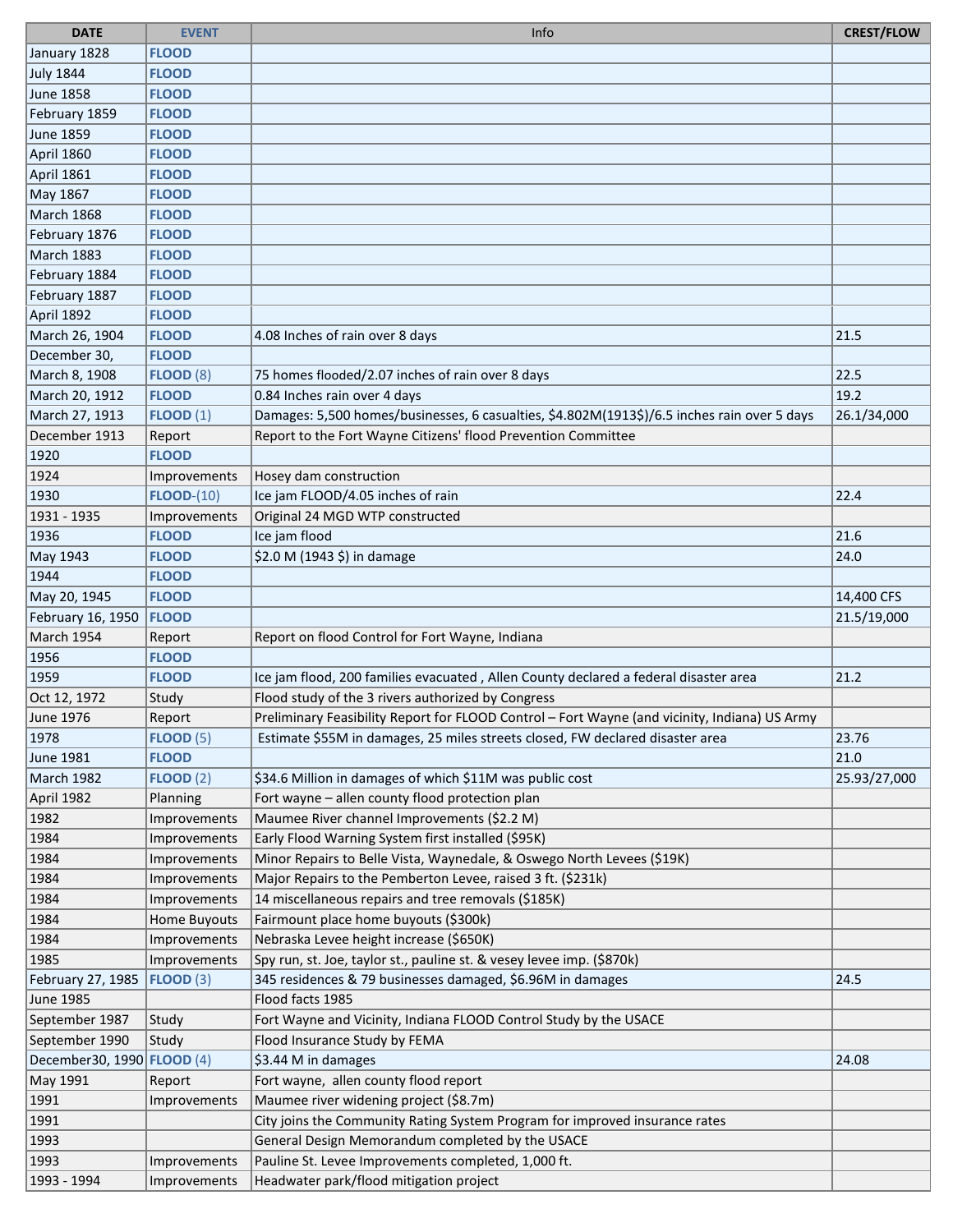| DATE | EVENT | Info | CREST/FLOW |
|---|---|---|---|
| January 1828 | FLOOD | | |
| July 1844 | FLOOD | | |
| June 1858 | FLOOD | | |
| February 1859 | FLOOD | | |
| June 1859 | FLOOD | | |
| April 1860 | FLOOD | | |
| April 1861 | FLOOD | | |
| May 1867 | FLOOD | | |
| March 1868 | FLOOD | | |
| February 1876 | FLOOD | | |
| March 1883 | FLOOD | | |
| February 1884 | FLOOD | | |
| February 1887 | FLOOD | | |
| April 1892 | FLOOD | | |
| March 26, 1904 | FLOOD | 4.08 Inches of rain over 8 days | 21.5 |
| December 30, | FLOOD | | |
| March 8, 1908 | FLOOD (8) | 75 homes flooded/2.07 inches of rain over 8 days | 22.5 |
| March 20, 1912 | FLOOD | 0.84 Inches rain over 4 days | 19.2 |
| March 27, 1913 | FLOOD (1) | Damages: 5,500 homes/businesses, 6 casualties, $4.802M(1913$)/6.5 inches rain over 5 days | 26.1/34,000 |
| December 1913 | Report | Report to the Fort Wayne Citizens' flood Prevention Committee | |
| 1920 | FLOOD | | |
| 1924 | Improvements | Hosey dam construction | |
| 1930 | FLOOD-(10) | Ice jam FLOOD/4.05 inches of rain | 22.4 |
| 1931 - 1935 | Improvements | Original 24 MGD WTP constructed | |
| 1936 | FLOOD | Ice jam flood | 21.6 |
| May 1943 | FLOOD | $2.0 M (1943 $) in damage | 24.0 |
| 1944 | FLOOD | | |
| May 20, 1945 | FLOOD | | 14,400 CFS |
| February 16, 1950 | FLOOD | | 21.5/19,000 |
| March 1954 | Report | Report on flood Control for Fort Wayne, Indiana | |
| 1956 | FLOOD | | |
| 1959 | FLOOD | Ice jam flood, 200 families evacuated , Allen County declared a federal disaster area | 21.2 |
| Oct 12, 1972 | Study | Flood study of the 3 rivers authorized by Congress | |
| June 1976 | Report | Preliminary Feasibility Report for FLOOD Control – Fort Wayne (and vicinity, Indiana) US Army | |
| 1978 | FLOOD (5) | Estimate $55M in damages, 25 miles streets closed, FW declared disaster area | 23.76 |
| June 1981 | FLOOD | | 21.0 |
| March 1982 | FLOOD (2) | $34.6 Million in damages of which $11M was public cost | 25.93/27,000 |
| April 1982 | Planning | Fort wayne – allen county flood protection plan | |
| 1982 | Improvements | Maumee River channel Improvements ($2.2 M) | |
| 1984 | Improvements | Early Flood Warning System first installed ($95K) | |
| 1984 | Improvements | Minor Repairs to Belle Vista, Waynedale, & Oswego North Levees ($19K) | |
| 1984 | Improvements | Major Repairs to the Pemberton Levee, raised 3 ft. ($231k) | |
| 1984 | Improvements | 14 miscellaneous repairs and tree removals ($185K) | |
| 1984 | Home Buyouts | Fairmount place home buyouts ($300k) | |
| 1984 | Improvements | Nebraska Levee height increase ($650K) | |
| 1985 | Improvements | Spy run, st. Joe, taylor st., pauline st. & vesey levee imp. ($870k) | |
| February 27, 1985 | FLOOD (3) | 345 residences & 79 businesses damaged, $6.96M in damages | 24.5 |
| June 1985 | | Flood facts 1985 | |
| September 1987 | Study | Fort Wayne and Vicinity, Indiana FLOOD Control Study by the USACE | |
| September 1990 | Study | Flood Insurance Study by FEMA | |
| December30, 1990 | FLOOD (4) | $3.44 M in damages | 24.08 |
| May 1991 | Report | Fort wayne, allen county flood report | |
| 1991 | Improvements | Maumee river widening project ($8.7m) | |
| 1991 | | City joins the Community Rating System Program for improved insurance rates | |
| 1993 | | General Design Memorandum completed by the USACE | |
| 1993 | Improvements | Pauline St. Levee Improvements completed, 1,000 ft. | |
| 1993 - 1994 | Improvements | Headwater park/flood mitigation project | |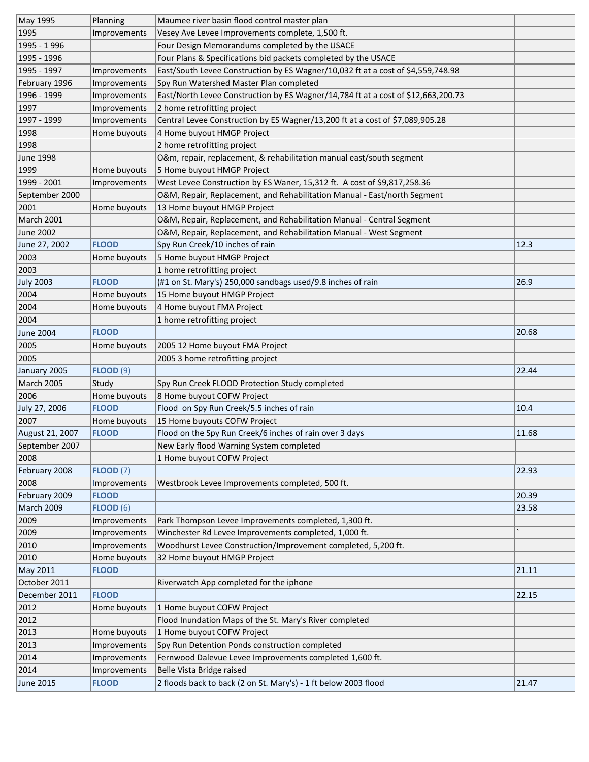| | | | |
|---|---|---|---|
| May 1995 | Planning | Maumee river basin flood control master plan | |
| 1995 | Improvements | Vesey Ave Levee Improvements complete, 1,500 ft. | |
| 1995 - 1 996 | | Four Design Memorandums completed by the USACE | |
| 1995 - 1996 | | Four Plans & Specifications bid packets completed by the USACE | |
| 1995 - 1997 | Improvements | East/South Levee Construction by ES Wagner/10,032 ft at a cost of $4,559,748.98 | |
| February 1996 | Improvements | Spy Run Watershed Master Plan completed | |
| 1996 - 1999 | Improvements | East/North Levee Construction by ES Wagner/14,784 ft at a cost of $12,663,200.73 | |
| 1997 | Improvements | 2 home retrofitting project | |
| 1997 - 1999 | Improvements | Central Levee Construction by ES Wagner/13,200 ft at a cost of $7,089,905.28 | |
| 1998 | Home buyouts | 4 Home buyout HMGP Project | |
| 1998 | | 2 home retrofitting project | |
| June 1998 | | O&m, repair, replacement, & rehabilitation manual east/south segment | |
| 1999 | Home buyouts | 5 Home buyout HMGP Project | |
| 1999 - 2001 | Improvements | West Levee Construction by ES Waner, 15,312 ft. A cost of $9,817,258.36 | |
| September 2000 | | O&M, Repair, Replacement, and Rehabilitation Manual - East/north Segment | |
| 2001 | Home buyouts | 13 Home buyout HMGP Project | |
| March 2001 | | O&M, Repair, Replacement, and Rehabilitation Manual - Central Segment | |
| June 2002 | | O&M, Repair, Replacement, and Rehabilitation Manual - West Segment | |
| June 27, 2002 | FLOOD | Spy Run Creek/10 inches of rain | 12.3 |
| 2003 | Home buyouts | 5 Home buyout HMGP Project | |
| 2003 | | 1 home retrofitting project | |
| July 2003 | FLOOD | (#1 on St. Mary's) 250,000 sandbags used/9.8 inches of rain | 26.9 |
| 2004 | Home buyouts | 15 Home buyout HMGP Project | |
| 2004 | Home buyouts | 4 Home buyout FMA Project | |
| 2004 | | 1 home retrofitting project | |
| June 2004 | FLOOD | | 20.68 |
| 2005 | Home buyouts | 2005 12 Home buyout FMA Project | |
| 2005 | | 2005 3 home retrofitting project | |
| January 2005 | FLOOD (9) | | 22.44 |
| March 2005 | Study | Spy Run Creek FLOOD Protection Study completed | |
| 2006 | Home buyouts | 8 Home buyout COFW Project | |
| July 27, 2006 | FLOOD | Flood on Spy Run Creek/5.5 inches of rain | 10.4 |
| 2007 | Home buyouts | 15 Home buyouts COFW Project | |
| August 21, 2007 | FLOOD | Flood on the Spy Run Creek/6 inches of rain over 3 days | 11.68 |
| September 2007 | | New Early flood Warning System completed | |
| 2008 | | 1 Home buyout COFW Project | |
| February 2008 | FLOOD (7) | | 22.93 |
| 2008 | Improvements | Westbrook Levee Improvements completed, 500 ft. | |
| February 2009 | FLOOD | | 20.39 |
| March 2009 | FLOOD (6) | | 23.58 |
| 2009 | Improvements | Park Thompson Levee Improvements completed, 1,300 ft. | |
| 2009 | Improvements | Winchester Rd Levee Improvements completed, 1,000 ft. | ` |
| 2010 | Improvements | Woodhurst Levee Construction/Improvement completed, 5,200 ft. | |
| 2010 | Home buyouts | 32 Home buyout HMGP Project | |
| May 2011 | FLOOD | | 21.11 |
| October 2011 | | Riverwatch App completed for the iphone | |
| December 2011 | FLOOD | | 22.15 |
| 2012 | Home buyouts | 1 Home buyout COFW Project | |
| 2012 | | Flood Inundation Maps of the St. Mary's River completed | |
| 2013 | Home buyouts | 1 Home buyout COFW Project | |
| 2013 | Improvements | Spy Run Detention Ponds construction completed | |
| 2014 | Improvements | Fernwood Dalevue Levee Improvements completed 1,600 ft. | |
| 2014 | Improvements | Belle Vista Bridge raised | |
| June 2015 | FLOOD | 2 floods back to back (2 on St. Mary's) - 1 ft below 2003 flood | 21.47 |